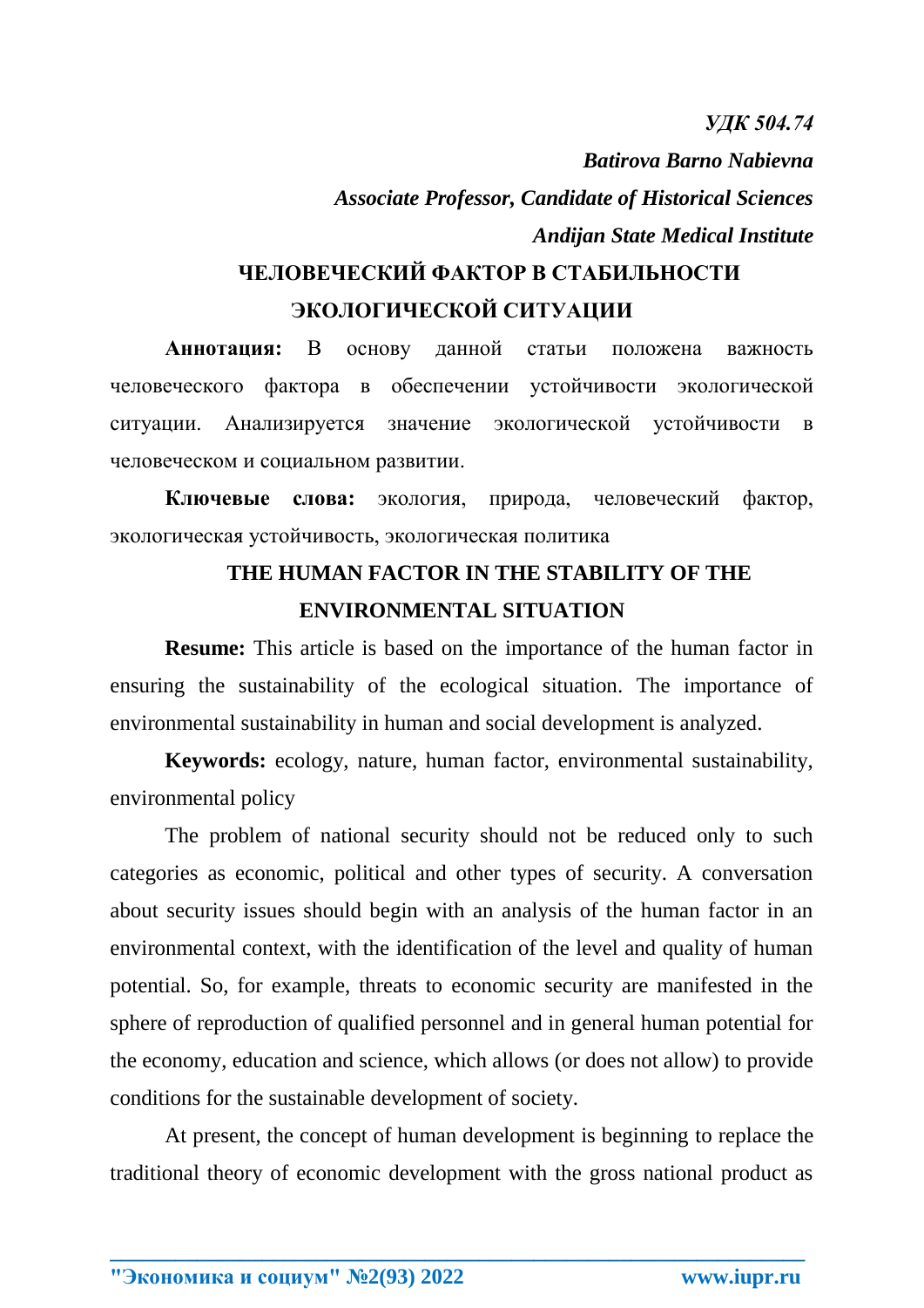*УДК 504.74*

***Batirova Barno Nabievna***

***Associate Professor, Candidate of Historical Sciences***

***Andijan State Medical Institute***

# ЧЕЛОВЕЧЕСКИЙ ФАКТОР В СТАБИЛЬНОСТИ ЭКОЛОГИЧЕСКОЙ СИТУАЦИИ

**Аннотация:** В основу данной статьи положена важность человеческого фактора в обеспечении устойчивости экологической ситуации. Анализируется значение экологической устойчивости в человеческом и социальном развитии.

**Ключевые слова:** экология, природа, человеческий фактор, экологическая устойчивость, экологическая политика

# THE HUMAN FACTOR IN THE STABILITY OF THE ENVIRONMENTAL SITUATION

**Resume:** This article is based on the importance of the human factor in ensuring the sustainability of the ecological situation. The importance of environmental sustainability in human and social development is analyzed.

**Keywords:** ecology, nature, human factor, environmental sustainability, environmental policy

The problem of national security should not be reduced only to such categories as economic, political and other types of security. A conversation about security issues should begin with an analysis of the human factor in an environmental context, with the identification of the level and quality of human potential. So, for example, threats to economic security are manifested in the sphere of reproduction of qualified personnel and in general human potential for the economy, education and science, which allows (or does not allow) to provide conditions for the sustainable development of society.

At present, the concept of human development is beginning to replace the traditional theory of economic development with the gross national product as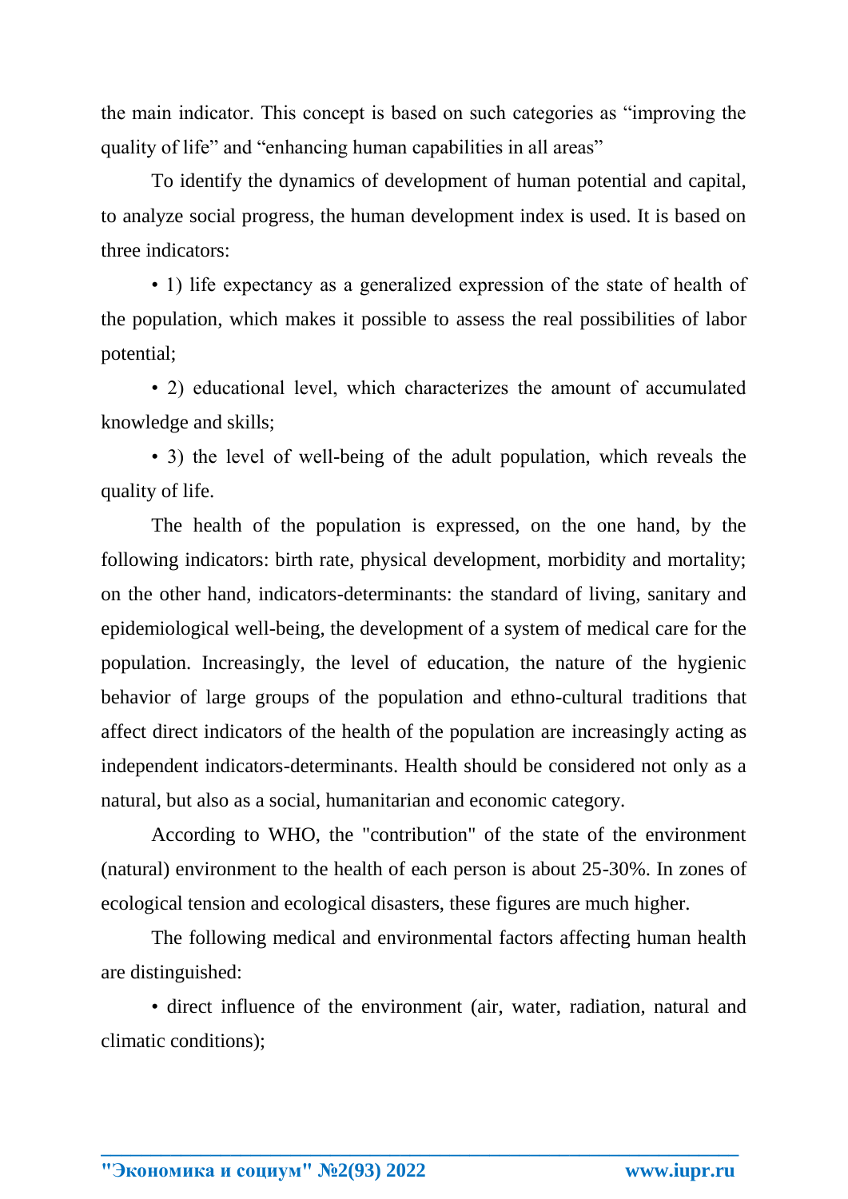the main indicator. This concept is based on such categories as “improving the quality of life” and “enhancing human capabilities in all areas”

To identify the dynamics of development of human potential and capital, to analyze social progress, the human development index is used. It is based on three indicators:

- 1) life expectancy as a generalized expression of the state of health of the population, which makes it possible to assess the real possibilities of labor potential;
- 2) educational level, which characterizes the amount of accumulated knowledge and skills;
- 3) the level of well-being of the adult population, which reveals the quality of life.

The health of the population is expressed, on the one hand, by the following indicators: birth rate, physical development, morbidity and mortality; on the other hand, indicators-determinants: the standard of living, sanitary and epidemiological well-being, the development of a system of medical care for the population. Increasingly, the level of education, the nature of the hygienic behavior of large groups of the population and ethno-cultural traditions that affect direct indicators of the health of the population are increasingly acting as independent indicators-determinants. Health should be considered not only as a natural, but also as a social, humanitarian and economic category.

According to WHO, the "contribution" of the state of the environment (natural) environment to the health of each person is about 25-30%. In zones of ecological tension and ecological disasters, these figures are much higher.

The following medical and environmental factors affecting human health are distinguished:

- direct influence of the environment (air, water, radiation, natural and climatic conditions);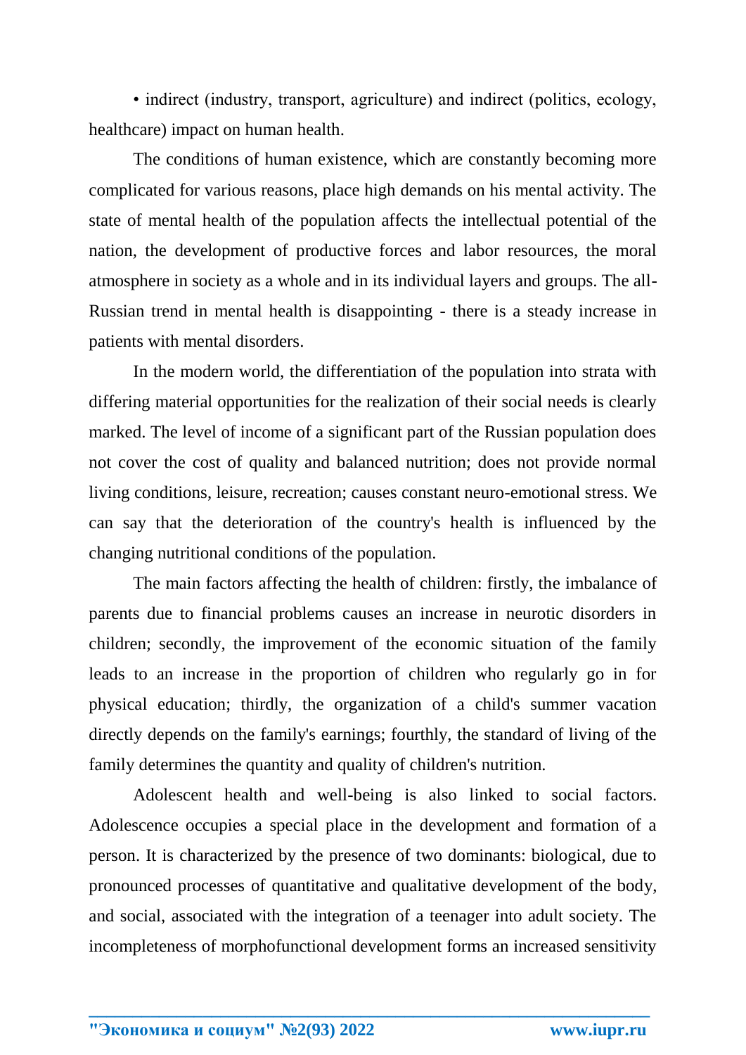• indirect (industry, transport, agriculture) and indirect (politics, ecology, healthcare) impact on human health.

The conditions of human existence, which are constantly becoming more complicated for various reasons, place high demands on his mental activity. The state of mental health of the population affects the intellectual potential of the nation, the development of productive forces and labor resources, the moral atmosphere in society as a whole and in its individual layers and groups. The all-Russian trend in mental health is disappointing - there is a steady increase in patients with mental disorders.

In the modern world, the differentiation of the population into strata with differing material opportunities for the realization of their social needs is clearly marked. The level of income of a significant part of the Russian population does not cover the cost of quality and balanced nutrition; does not provide normal living conditions, leisure, recreation; causes constant neuro-emotional stress. We can say that the deterioration of the country's health is influenced by the changing nutritional conditions of the population.

The main factors affecting the health of children: firstly, the imbalance of parents due to financial problems causes an increase in neurotic disorders in children; secondly, the improvement of the economic situation of the family leads to an increase in the proportion of children who regularly go in for physical education; thirdly, the organization of a child's summer vacation directly depends on the family's earnings; fourthly, the standard of living of the family determines the quantity and quality of children's nutrition.

Adolescent health and well-being is also linked to social factors. Adolescence occupies a special place in the development and formation of a person. It is characterized by the presence of two dominants: biological, due to pronounced processes of quantitative and qualitative development of the body, and social, associated with the integration of a teenager into adult society. The incompleteness of morphofunctional development forms an increased sensitivity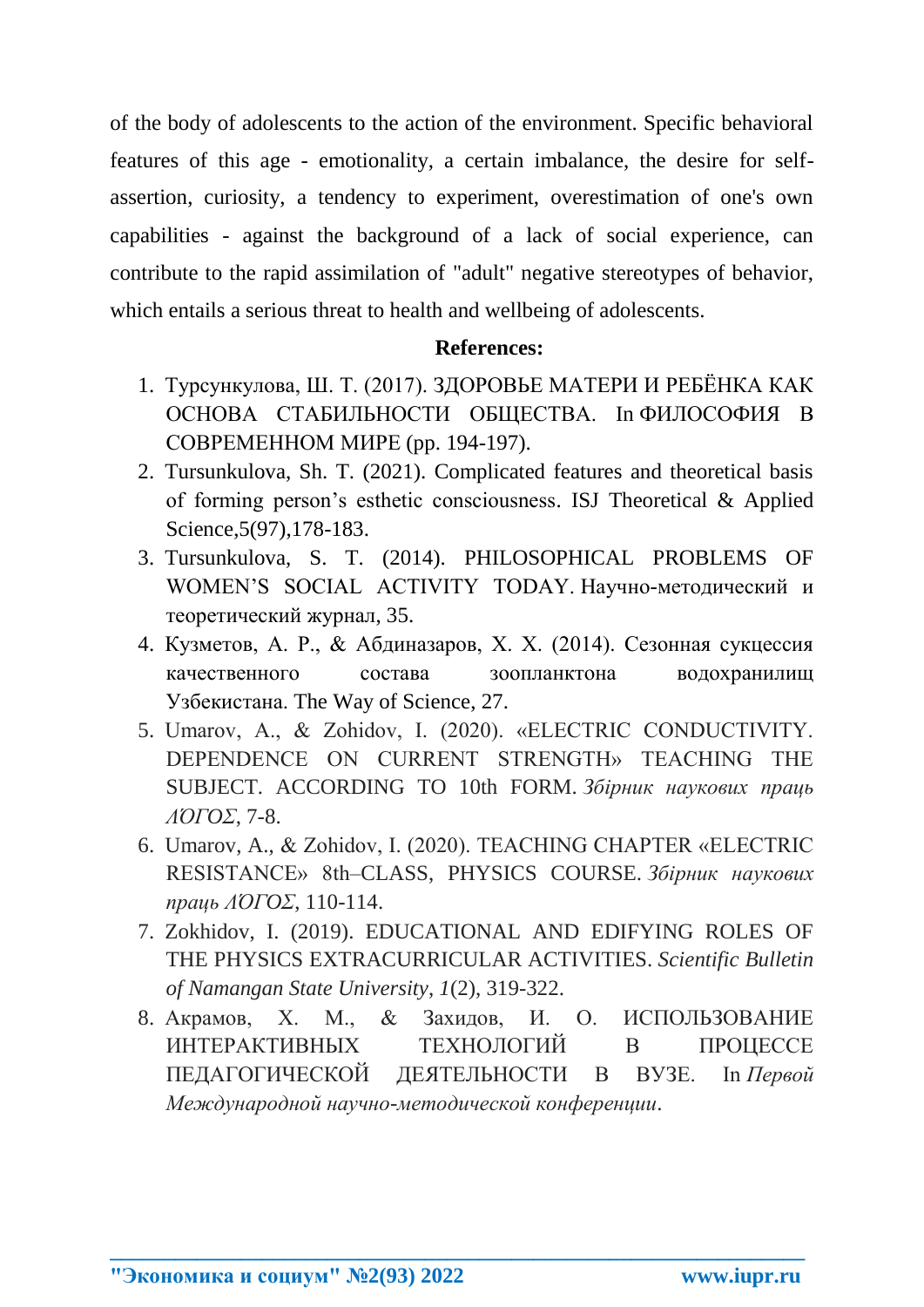of the body of adolescents to the action of the environment. Specific behavioral features of this age - emotionality, a certain imbalance, the desire for self-assertion, curiosity, a tendency to experiment, overestimation of one's own capabilities - against the background of a lack of social experience, can contribute to the rapid assimilation of "adult" negative stereotypes of behavior, which entails a serious threat to health and wellbeing of adolescents.

**References:**

1. Турсункулова, Ш. Т. (2017). ЗДОРОВЬЕ МАТЕРИ И РЕБЁНКА КАК ОСНОВА СТАБИЛЬНОСТИ ОБЩЕСТВА. In ФИЛОСОФИЯ В СОВРЕМЕННОМ МИРЕ (pp. 194-197).
2. Tursunkulova, Sh. T. (2021). Complicated features and theoretical basis of forming person’s esthetic consciousness. ISJ Theoretical & Applied Science,5(97),178-183.
3. Tursunkulova, S. T. (2014). PHILOSOPHICAL PROBLEMS OF WOMEN’S SOCIAL ACTIVITY TODAY. Научно-методический и теоретический журнал, 35.
4. Кузметов, А. Р., & Абдиназаров, Х. Х. (2014). Сезонная сукцессия качественного состава зоопланктона водохранилищ Узбекистана. The Way of Science, 27.
5. Umarov, A., & Zohidov, I. (2020). «ELECTRIC CONDUCTIVITY. DEPENDENCE ON CURRENT STRENGTH» TEACHING THE SUBJECT. ACCORDING TO 10th FORM. *Збірник наукових праць ΛΌΓΟΣ*, 7-8.
6. Umarov, A., & Zohidov, I. (2020). TEACHING CHAPTER «ELECTRIC RESISTANCE» 8th–CLASS, PHYSICS COURSE. *Збірник наукових праць ΛΌΓΟΣ*, 110-114.
7. Zokhidov, I. (2019). EDUCATIONAL AND EDIFYING ROLES OF THE PHYSICS EXTRACURRICULAR ACTIVITIES. *Scientific Bulletin of Namangan State University*, *1*(2), 319-322.
8. Акрамов, Х. М., & Захидов, И. О. ИСПОЛЬЗОВАНИЕ ИНТЕРАКТИВНЫХ ТЕХНОЛОГИЙ В ПРОЦЕССЕ ПЕДАГОГИЧЕСКОЙ ДЕЯТЕЛЬНОСТИ В ВУЗЕ. In *Первой Международной научно-методической конференции*.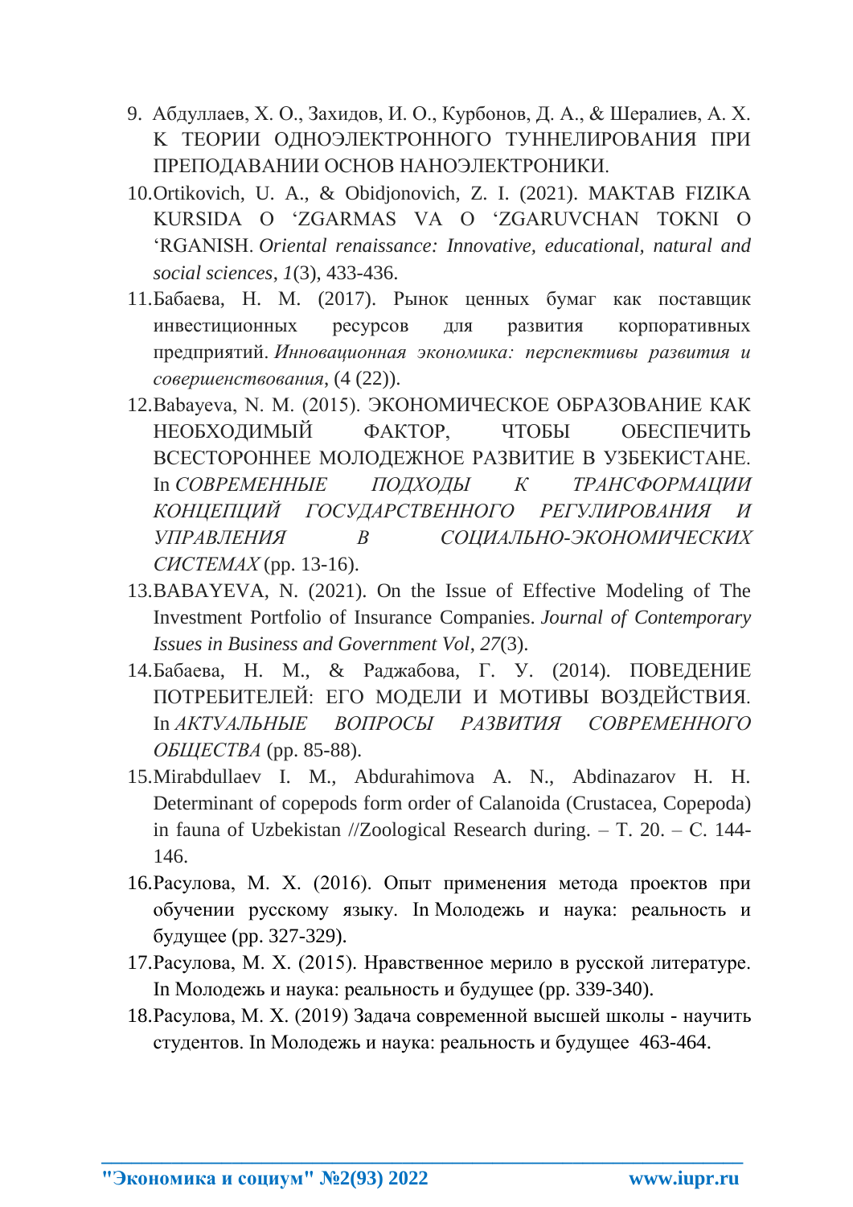9. Абдуллаев, Х. О., Захидов, И. О., Курбонов, Д. А., & Шералиев, А. Х. К ТЕОРИИ ОДНОЭЛЕКТРОННОГО ТУННЕЛИРОВАНИЯ ПРИ ПРЕПОДАВАНИИ ОСНОВ НАНОЭЛЕКТРОНИКИ.
10. Ortikovich, U. A., & Obidjonovich, Z. I. (2021). MAKTAB FIZIKA KURSIDA O ‘ZGARMAS VA O ‘ZGARUVCHAN TOKNI O ‘RGANISH. *Oriental renaissance: Innovative, educational, natural and social sciences*, *1*(3), 433-436.
11. Бабаева, Н. М. (2017). Рынок ценных бумаг как поставщик инвестиционных ресурсов для развития корпоративных предприятий. *Инновационная экономика: перспективы развития и совершенствования*, (4 (22)).
12. Babayeva, N. M. (2015). ЭКОНОМИЧЕСКОЕ ОБРАЗОВАНИЕ КАК НЕОБХОДИМЫЙ ФАКТОР, ЧТОБЫ ОБЕСПЕЧИТЬ ВСЕСТОРОННЕЕ МОЛОДЕЖНОЕ РАЗВИТИЕ В УЗБЕКИСТАНЕ. In *СОВРЕМЕННЫЕ ПОДХОДЫ К ТРАНСФОРМАЦИИ КОНЦЕПЦИЙ ГОСУДАРСТВЕННОГО РЕГУЛИРОВАНИЯ И УПРАВЛЕНИЯ В СОЦИАЛЬНО-ЭКОНОМИЧЕСКИХ СИСТЕМАХ* (pp. 13-16).
13. BABAYEVA, N. (2021). On the Issue of Effective Modeling of The Investment Portfolio of Insurance Companies. *Journal of Contemporary Issues in Business and Government Vol*, *27*(3).
14. Бабаева, Н. М., & Раджабова, Г. У. (2014). ПОВЕДЕНИЕ ПОТРЕБИТЕЛЕЙ: ЕГО МОДЕЛИ И МОТИВЫ ВОЗДЕЙСТВИЯ. In *АКТУАЛЬНЫЕ ВОПРОСЫ РАЗВИТИЯ СОВРЕМЕННОГО ОБЩЕСТВА* (pp. 85-88).
15. Mirabdullaev I. M., Abdurahimova A. N., Abdinazarov H. H. Determinant of copepods form order of Calanoida (Crustacea, Copepoda) in fauna of Uzbekistan //Zoological Research during. – Т. 20. – С. 144-146.
16. Расулова, М. Х. (2016). Опыт применения метода проектов при обучении русскому языку. In Молодежь и наука: реальность и будущее (pp. 327-329).
17. Расулова, М. Х. (2015). Нравственное мерило в русской литературе. In Молодежь и наука: реальность и будущее (pp. 339-340).
18. Расулова, М. Х. (2019) Задача современной высшей школы - научить студентов. In Молодежь и наука: реальность и будущее 463-464.